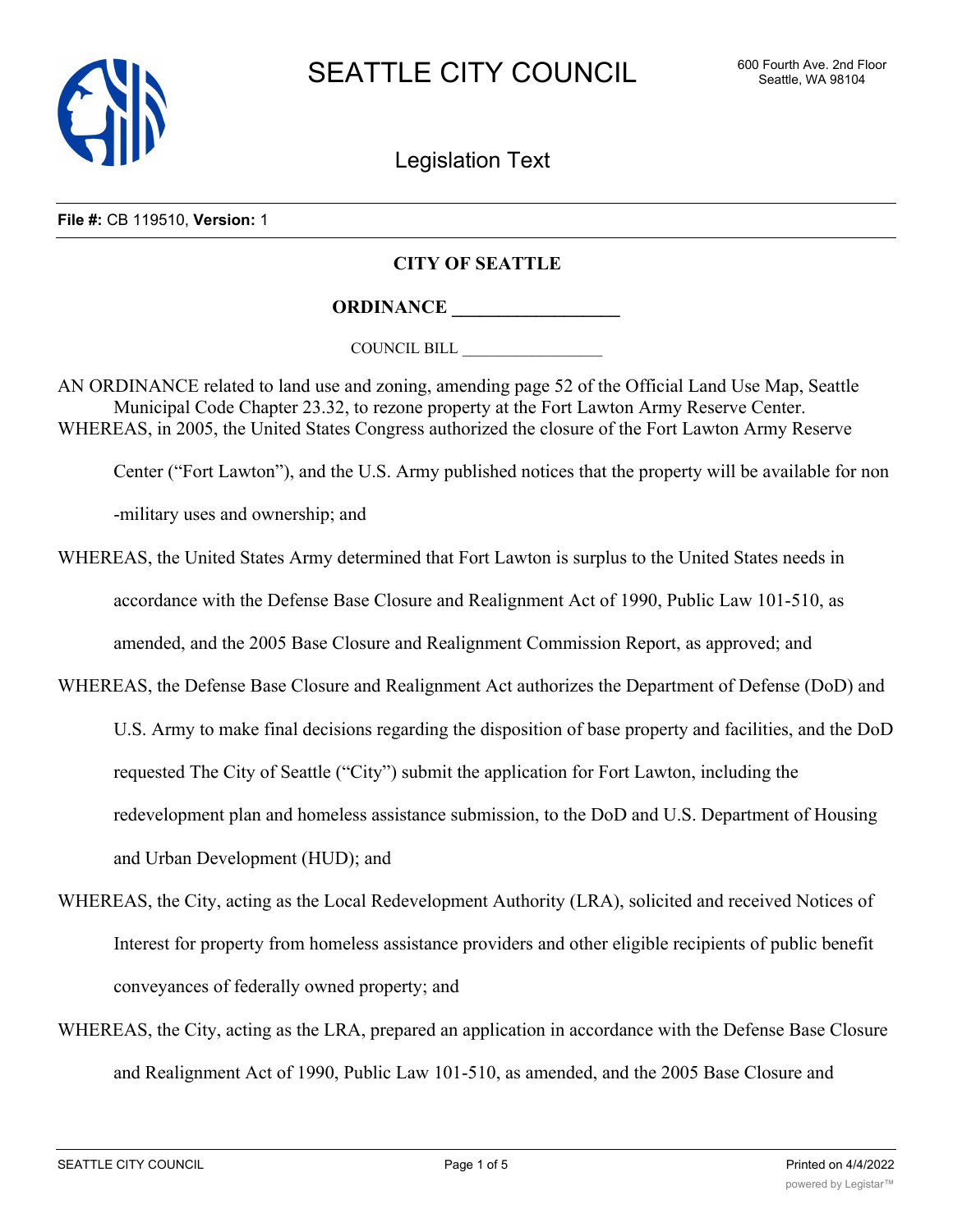**SEATTLE CITY COUNCIL**

600 Fourth Ave. 2nd Floor
Seattle, WA 98104

## Legislation Text

**File #:** CB 119510, **Version:** 1

**CITY OF SEATTLE**

**ORDINANCE __________________**

COUNCIL BILL __________________

AN ORDINANCE related to land use and zoning, amending page 52 of the Official Land Use Map, Seattle Municipal Code Chapter 23.32, to rezone property at the Fort Lawton Army Reserve Center.

WHEREAS, in 2005, the United States Congress authorized the closure of the Fort Lawton Army Reserve Center ("Fort Lawton"), and the U.S. Army published notices that the property will be available for non-military uses and ownership; and

WHEREAS, the United States Army determined that Fort Lawton is surplus to the United States needs in accordance with the Defense Base Closure and Realignment Act of 1990, Public Law 101-510, as amended, and the 2005 Base Closure and Realignment Commission Report, as approved; and

WHEREAS, the Defense Base Closure and Realignment Act authorizes the Department of Defense (DoD) and U.S. Army to make final decisions regarding the disposition of base property and facilities, and the DoD requested The City of Seattle ("City") submit the application for Fort Lawton, including the redevelopment plan and homeless assistance submission, to the DoD and U.S. Department of Housing and Urban Development (HUD); and

WHEREAS, the City, acting as the Local Redevelopment Authority (LRA), solicited and received Notices of Interest for property from homeless assistance providers and other eligible recipients of public benefit conveyances of federally owned property; and

WHEREAS, the City, acting as the LRA, prepared an application in accordance with the Defense Base Closure and Realignment Act of 1990, Public Law 101-510, as amended, and the 2005 Base Closure and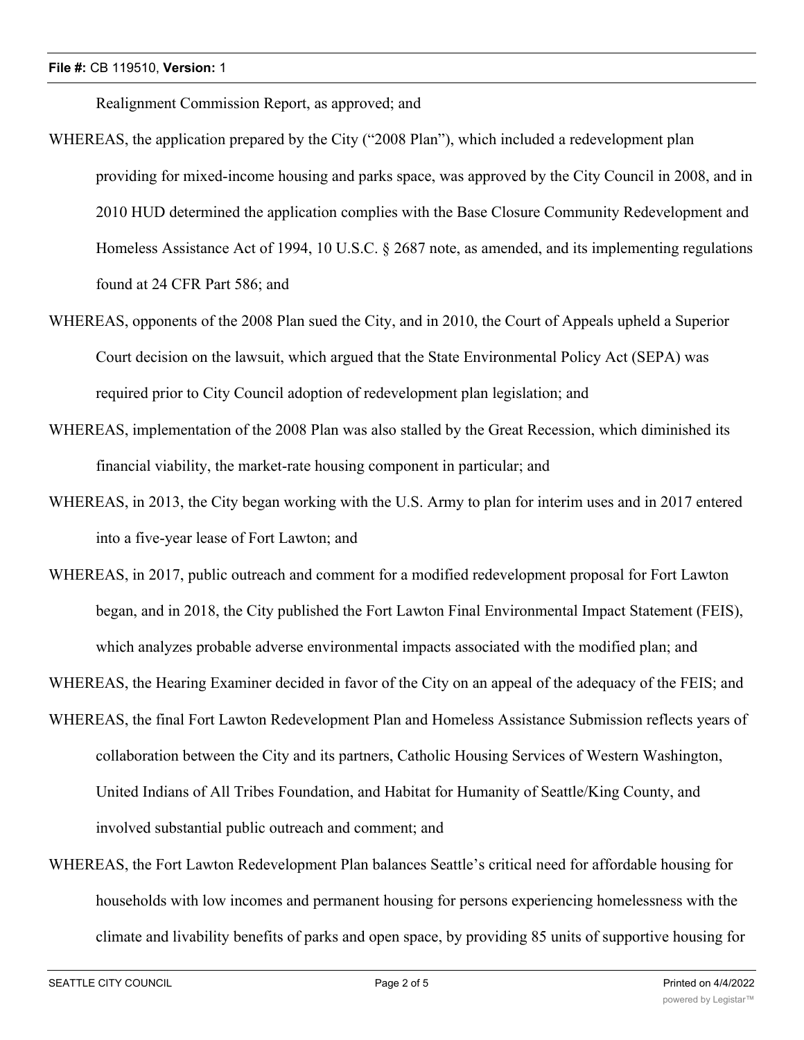Realignment Commission Report, as approved; and

WHEREAS, the application prepared by the City ("2008 Plan"), which included a redevelopment plan providing for mixed-income housing and parks space, was approved by the City Council in 2008, and in 2010 HUD determined the application complies with the Base Closure Community Redevelopment and Homeless Assistance Act of 1994, 10 U.S.C. § 2687 note, as amended, and its implementing regulations found at 24 CFR Part 586; and

WHEREAS, opponents of the 2008 Plan sued the City, and in 2010, the Court of Appeals upheld a Superior Court decision on the lawsuit, which argued that the State Environmental Policy Act (SEPA) was required prior to City Council adoption of redevelopment plan legislation; and

WHEREAS, implementation of the 2008 Plan was also stalled by the Great Recession, which diminished its financial viability, the market-rate housing component in particular; and

WHEREAS, in 2013, the City began working with the U.S. Army to plan for interim uses and in 2017 entered into a five-year lease of Fort Lawton; and

WHEREAS, in 2017, public outreach and comment for a modified redevelopment proposal for Fort Lawton began, and in 2018, the City published the Fort Lawton Final Environmental Impact Statement (FEIS), which analyzes probable adverse environmental impacts associated with the modified plan; and

WHEREAS, the Hearing Examiner decided in favor of the City on an appeal of the adequacy of the FEIS; and

WHEREAS, the final Fort Lawton Redevelopment Plan and Homeless Assistance Submission reflects years of collaboration between the City and its partners, Catholic Housing Services of Western Washington, United Indians of All Tribes Foundation, and Habitat for Humanity of Seattle/King County, and involved substantial public outreach and comment; and

WHEREAS, the Fort Lawton Redevelopment Plan balances Seattle's critical need for affordable housing for households with low incomes and permanent housing for persons experiencing homelessness with the climate and livability benefits of parks and open space, by providing 85 units of supportive housing for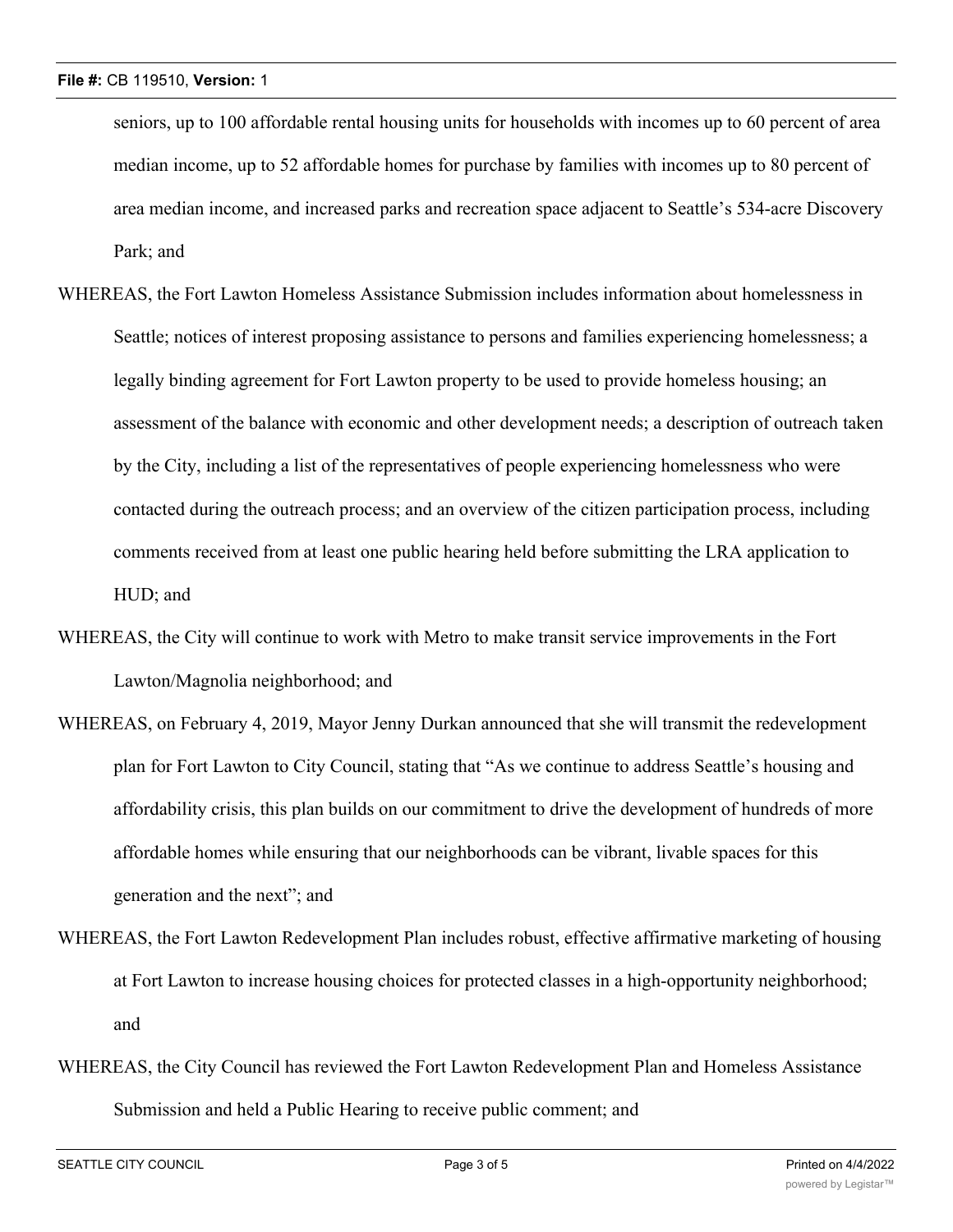seniors, up to 100 affordable rental housing units for households with incomes up to 60 percent of area median income, up to 52 affordable homes for purchase by families with incomes up to 80 percent of area median income, and increased parks and recreation space adjacent to Seattle's 534-acre Discovery Park; and

WHEREAS, the Fort Lawton Homeless Assistance Submission includes information about homelessness in Seattle; notices of interest proposing assistance to persons and families experiencing homelessness; a legally binding agreement for Fort Lawton property to be used to provide homeless housing; an assessment of the balance with economic and other development needs; a description of outreach taken by the City, including a list of the representatives of people experiencing homelessness who were contacted during the outreach process; and an overview of the citizen participation process, including comments received from at least one public hearing held before submitting the LRA application to HUD; and

WHEREAS, the City will continue to work with Metro to make transit service improvements in the Fort Lawton/Magnolia neighborhood; and

WHEREAS, on February 4, 2019, Mayor Jenny Durkan announced that she will transmit the redevelopment plan for Fort Lawton to City Council, stating that "As we continue to address Seattle's housing and affordability crisis, this plan builds on our commitment to drive the development of hundreds of more affordable homes while ensuring that our neighborhoods can be vibrant, livable spaces for this generation and the next"; and

WHEREAS, the Fort Lawton Redevelopment Plan includes robust, effective affirmative marketing of housing at Fort Lawton to increase housing choices for protected classes in a high-opportunity neighborhood; and

WHEREAS, the City Council has reviewed the Fort Lawton Redevelopment Plan and Homeless Assistance Submission and held a Public Hearing to receive public comment; and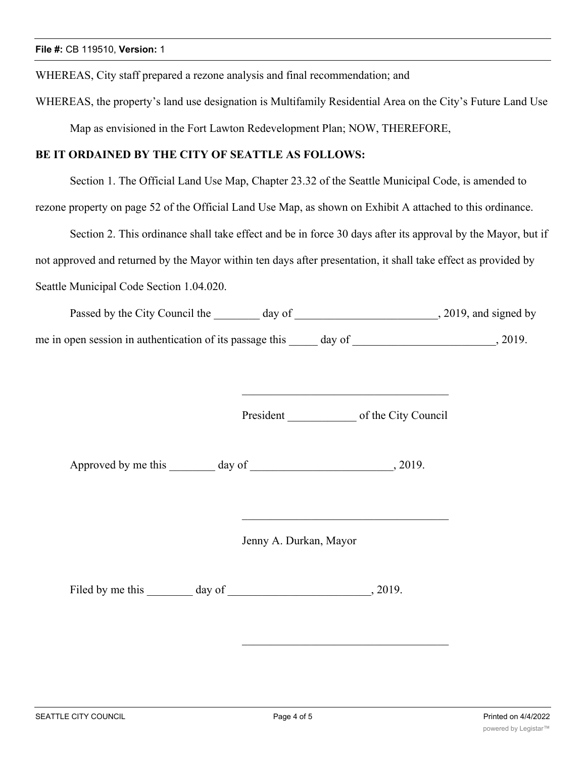WHEREAS, City staff prepared a rezone analysis and final recommendation; and

WHEREAS, the property's land use designation is Multifamily Residential Area on the City's Future Land Use Map as envisioned in the Fort Lawton Redevelopment Plan; NOW, THEREFORE,

**BE IT ORDAINED BY THE CITY OF SEATTLE AS FOLLOWS:**

Section 1. The Official Land Use Map, Chapter 23.32 of the Seattle Municipal Code, is amended to rezone property on page 52 of the Official Land Use Map, as shown on Exhibit A attached to this ordinance.

Section 2. This ordinance shall take effect and be in force 30 days after its approval by the Mayor, but if not approved and returned by the Mayor within ten days after presentation, it shall take effect as provided by Seattle Municipal Code Section 1.04.020.

Passed by the City Council the ________ day of _________________________, 2019, and signed by me in open session in authentication of its passage this _____ day of _________________________, 2019.

____________________________________

President ____________ of the City Council

Approved by me this ________ day of _________________________, 2019.

____________________________________

Jenny A. Durkan, Mayor

Filed by me this ________ day of _________________________, 2019.

____________________________________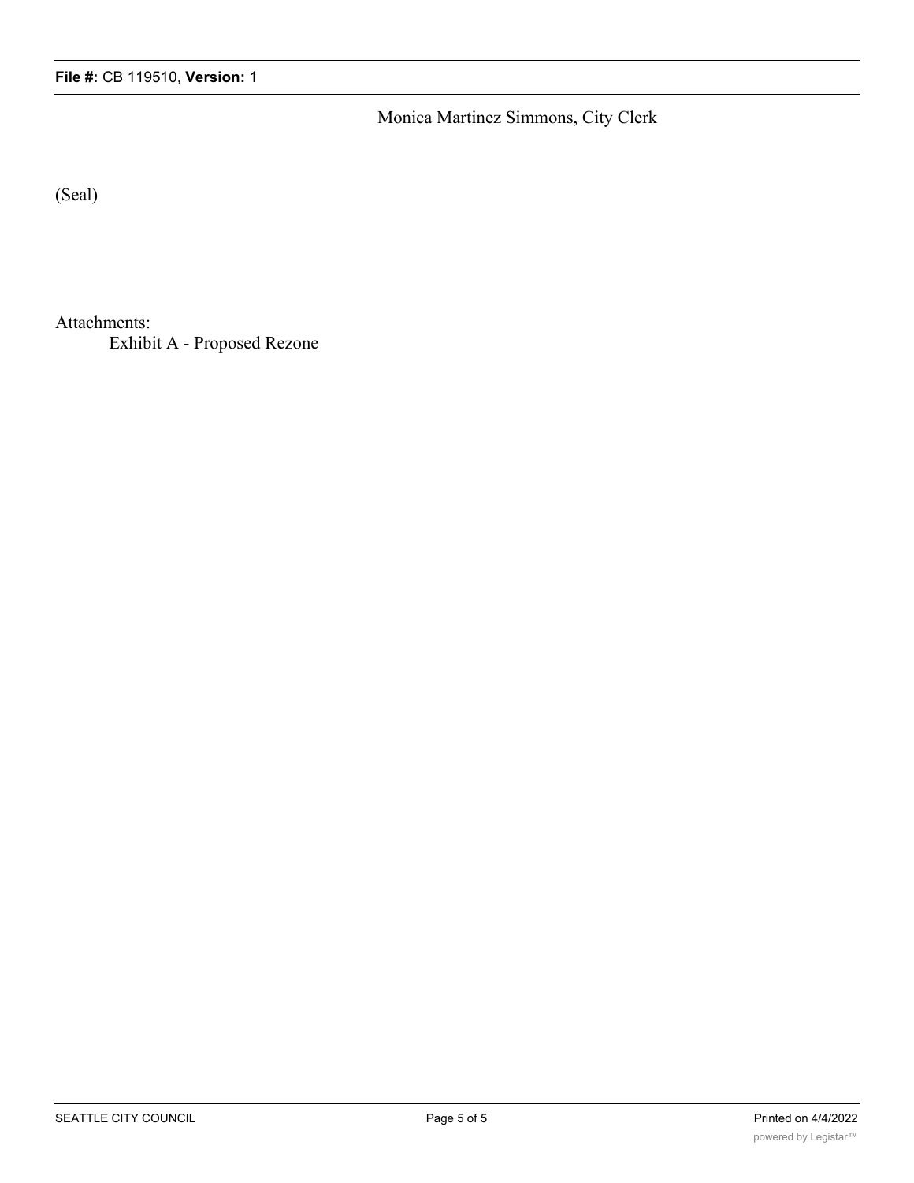Monica Martinez Simmons, City Clerk

(Seal)

Attachments:

Exhibit A - Proposed Rezone